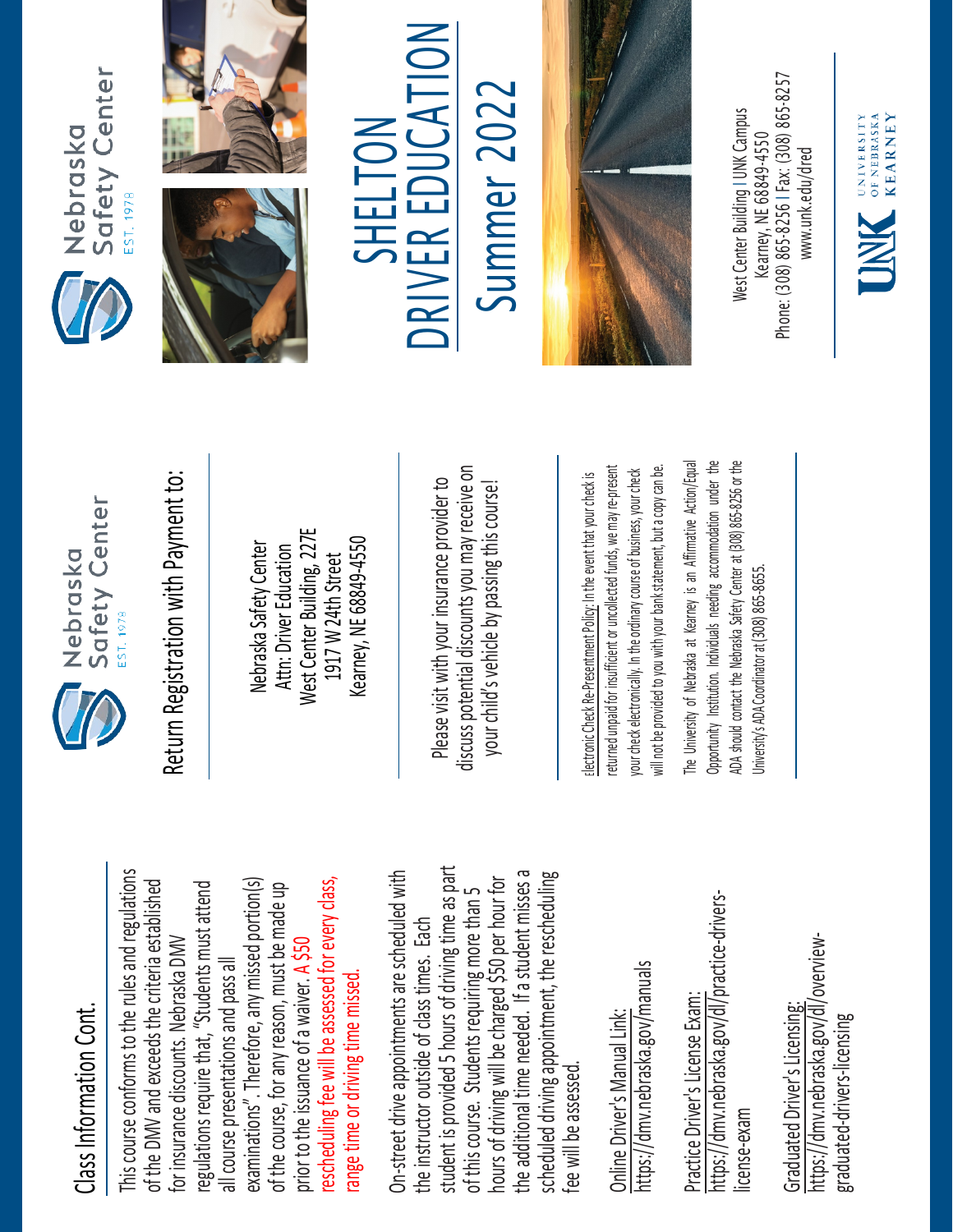## Class Information Cont.

This course conforms to the rules and regulations of the DMV and exceeds the criteria established for insurance discounts. Nebraska DMV regulations require that, "Students must attend all course presentations and pass all examinations". Therefore, any missed portion(s) of the course, for any reason, must be made up prior to the issuance of a waiver. A $50 rescheduling fee will be assessed for every class, range time or driving time missed.

On-street drive appointments are scheduled with the instructor outside of class times. Each student is provided 5 hours of driving time as part of this course. Students requiring more than 5 hours of driving will be charged $50 per hour for the additional time needed. If a student misses a scheduled driving appointment, the rescheduling fee will be assessed.

Online Driver's Manual Link:
https://dmv.nebraska.gov/manuals

Practice Driver's License Exam:
https://dmv.nebraska.gov/dl/practice-drivers-license-exam

Graduated Driver's Licensing:
https://dmv.nebraska.gov/dl/overview-graduated-drivers-licensing

Nebraska Safety Center
EST. 1978

## Return Registration with Payment to:

Nebraska Safety Center
Attn: Driver Education
West Center Building, 227E
1917 W 24th Street
Kearney, NE 68849-4550

Please visit with your insurance provider to discuss potential discounts you may receive on your child's vehicle by passing this course!

Electronic Check Re-Presentment Policy: In the event that your check is returned unpaid for insufficient or uncollected funds, we may re-present your check electronically. In the ordinary course of business, your check will not be provided to you with your bank statement, but a copy can be.

The University of Nebraska at Kearney is an Affirmative Action/Equal Opportunity Institution. Individuals needing accommodation under the ADA should contact the Nebraska Safety Center at (308) 865-8256 or the University's ADA Coordinator at (308) 865-8655.

Nebraska Safety Center
EST. 1978

# SHELTON DRIVER EDUCATION Summer 2022

West Center Building | UNK Campus
Kearney, NE 68849-4550
Phone: (308) 865-8256 | Fax: (308) 865-8257
www.unk.edu/dred

UNK University of Nebraska Kearney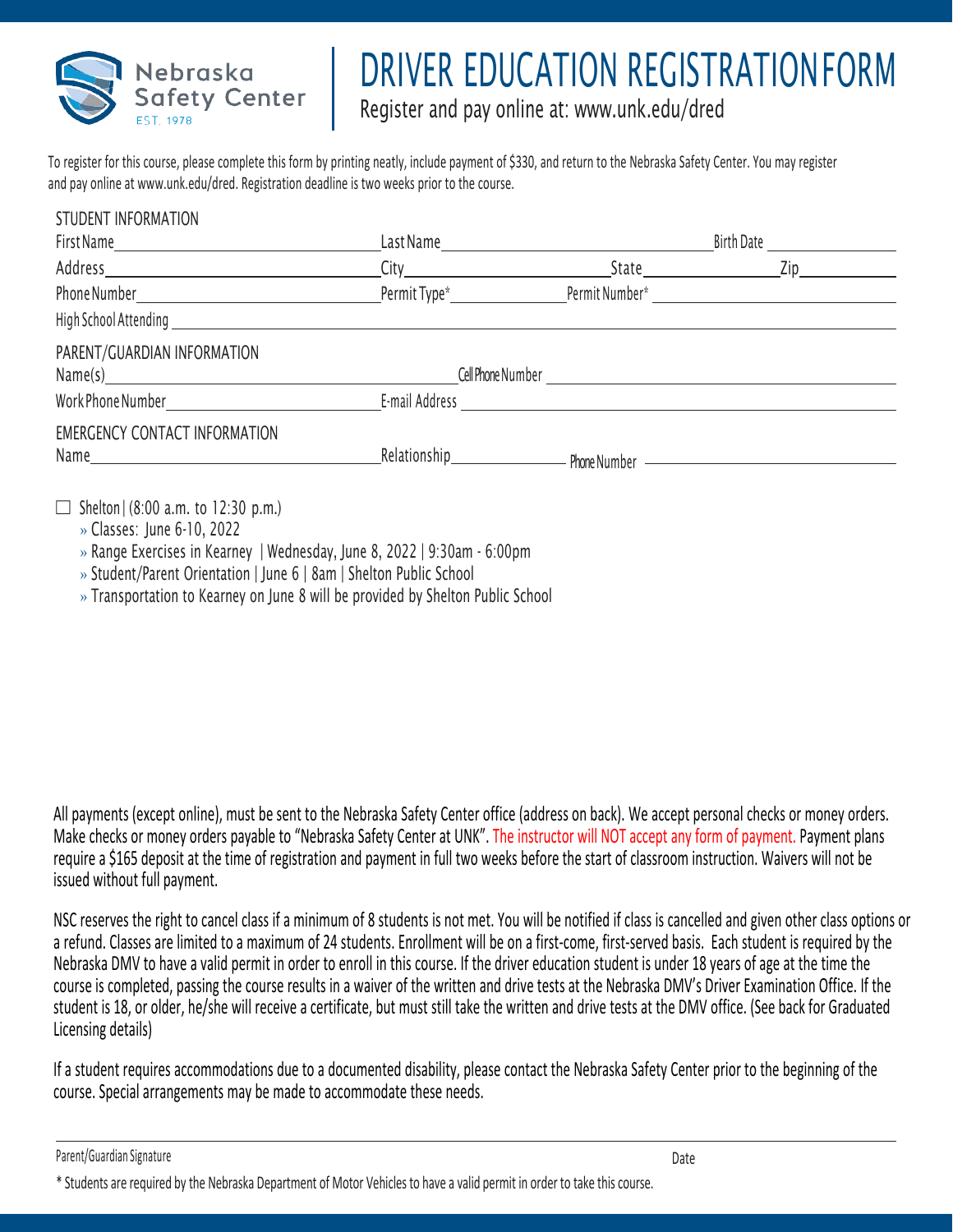Nebraska Safety Center
EST. 1978

# DRIVER EDUCATION REGISTRATION FORM

Register and pay online at: www.unk.edu/dred

To register for this course, please complete this form by printing neatly, include payment of $330, and return to the Nebraska Safety Center. You may register and pay online at www.unk.edu/dred. Registration deadline is two weeks prior to the course.

## STUDENT INFORMATION

First Name\_\_\_\_\_\_\_\_\_\_\_\_\_\_\_\_\_\_\_\_ Last Name\_\_\_\_\_\_\_\_\_\_\_\_\_\_\_\_\_\_\_\_ Birth Date \_\_\_\_\_\_\_\_\_\_

Address\_\_\_\_\_\_\_\_\_\_\_\_\_\_\_\_\_\_\_\_ City\_\_\_\_\_\_\_\_\_\_\_\_\_\_ State\_\_\_\_\_\_\_\_\_\_ Zip\_\_\_\_\_\_\_\_

Phone Number\_\_\_\_\_\_\_\_\_\_\_\_\_\_\_\_\_\_\_\_ Permit Type*\_\_\_\_\_\_\_\_\_\_ Permit Number* \_\_\_\_\_\_\_\_\_\_\_\_\_\_\_\_\_\_\_\_

High School Attending \_\_\_\_\_\_\_\_\_\_\_\_\_\_\_\_\_\_\_\_\_\_\_\_\_\_\_\_\_\_\_\_\_\_\_\_\_\_\_\_

## PARENT/GUARDIAN INFORMATION

Name(s)\_\_\_\_\_\_\_\_\_\_\_\_\_\_\_\_\_\_\_\_\_\_\_\_\_\_\_\_ Cell Phone Number \_\_\_\_\_\_\_\_\_\_\_\_\_\_\_\_\_\_\_\_\_\_\_\_\_\_\_\_

Work Phone Number\_\_\_\_\_\_\_\_\_\_\_\_\_\_\_\_\_\_\_\_ E-mail Address \_\_\_\_\_\_\_\_\_\_\_\_\_\_\_\_\_\_\_\_\_\_\_\_\_\_\_\_

## EMERGENCY CONTACT INFORMATION

Name\_\_\_\_\_\_\_\_\_\_\_\_\_\_\_\_\_\_\_\_\_\_\_\_\_\_\_\_ Relationship\_\_\_\_\_\_\_\_\_\_\_\_ Phone Number \_\_\_\_\_\_\_\_\_\_\_\_\_\_\_\_\_\_\_\_

☐ Shelton | (8:00 a.m. to 12:30 p.m.)
- » Classes: June 6-10, 2022
- » Range Exercises in Kearney | Wednesday, June 8, 2022 | 9:30am - 6:00pm
- » Student/Parent Orientation | June 6 | 8am | Shelton Public School
- » Transportation to Kearney on June 8 will be provided by Shelton Public School

All payments (except online), must be sent to the Nebraska Safety Center office (address on back). We accept personal checks or money orders. Make checks or money orders payable to "Nebraska Safety Center at UNK". The instructor will NOT accept any form of payment. Payment plans require a $165 deposit at the time of registration and payment in full two weeks before the start of classroom instruction. Waivers will not be issued without full payment.

NSC reserves the right to cancel class if a minimum of 8 students is not met. You will be notified if class is cancelled and given other class options or a refund. Classes are limited to a maximum of 24 students. Enrollment will be on a first-come, first-served basis. Each student is required by the Nebraska DMV to have a valid permit in order to enroll in this course. If the driver education student is under 18 years of age at the time the course is completed, passing the course results in a waiver of the written and drive tests at the Nebraska DMV's Driver Examination Office. If the student is 18, or older, he/she will receive a certificate, but must still take the written and drive tests at the DMV office. (See back for Graduated Licensing details)

If a student requires accommodations due to a documented disability, please contact the Nebraska Safety Center prior to the beginning of the course. Special arrangements may be made to accommodate these needs.

\_\_\_\_\_\_\_\_\_\_\_\_\_\_\_\_\_\_\_\_\_\_\_\_\_\_\_\_\_\_\_\_\_\_\_\_\_\_\_\_\_\_\_\_\_\_\_\_\_\_\_\_\_\_\_\_\_\_\_\_

Parent/Guardian Signature Date

\* Students are required by the Nebraska Department of Motor Vehicles to have a valid permit in order to take this course.